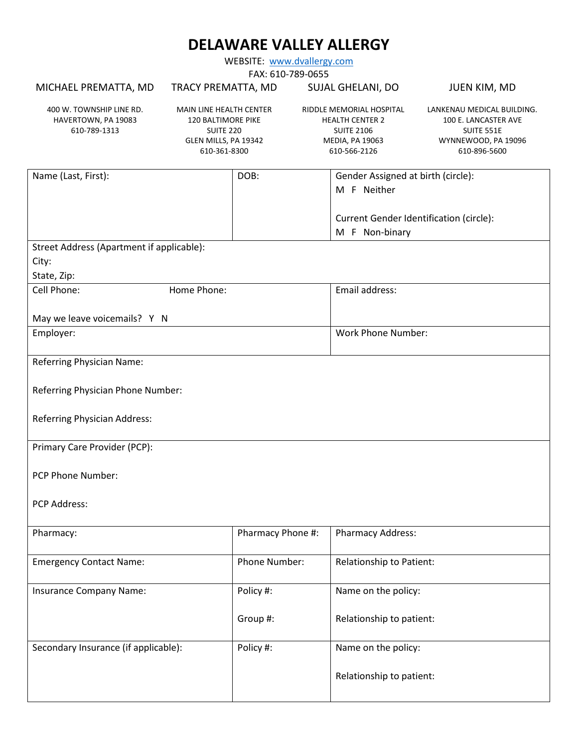# DELAWARE VALLEY ALLERGY

WEBSITE: www.dvallergy.com

FAX: 610-789-0655

| MICHAEL PREMATTA, MD | TRACY PREMATTA, MD | SUJAL GHELANI, DO | JUEN KIM, MD |
|---|---|---|---|
| 400 W. TOWNSHIP LINE RD.<br>HAVERTOWN, PA 19083<br>610-789-1313 | MAIN LINE HEALTH CENTER<br>120 BALTIMORE PIKE<br>SUITE 220<br>GLEN MILLS, PA 19342<br>610-361-8300 | RIDDLE MEMORIAL HOSPITAL<br>HEALTH CENTER 2<br>SUITE 2106<br>MEDIA, PA 19063<br>610-566-2126 | LANKENAU MEDICAL BUILDING.<br>100 E. LANCASTER AVE<br>SUITE 551E<br>WYNNEWOOD, PA 19096<br>610-896-5600 |

| Name (Last, First): | DOB: | Gender Assigned at birth (circle):<br>M F Neither<br><br>Current Gender Identification (circle):<br>M F Non-binary |
|---|---|---|
| Street Address (Apartment if applicable):<br>City:<br>State, Zip: | | |
| Cell Phone: Home Phone:<br><br>May we leave voicemails? Y N | | Email address: |
| Employer: | | Work Phone Number: |
| Referring Physician Name:<br><br>Referring Physician Phone Number:<br><br>Referring Physician Address: | | |
| Primary Care Provider (PCP):<br><br>PCP Phone Number:<br><br>PCP Address: | | |
| Pharmacy: | Pharmacy Phone #: | Pharmacy Address: |
| Emergency Contact Name: | Phone Number: | Relationship to Patient: |
| Insurance Company Name: | Policy #:<br><br>Group #: | Name on the policy:<br><br>Relationship to patient: |
| Secondary Insurance (if applicable): | Policy #: | Name on the policy:<br><br>Relationship to patient: |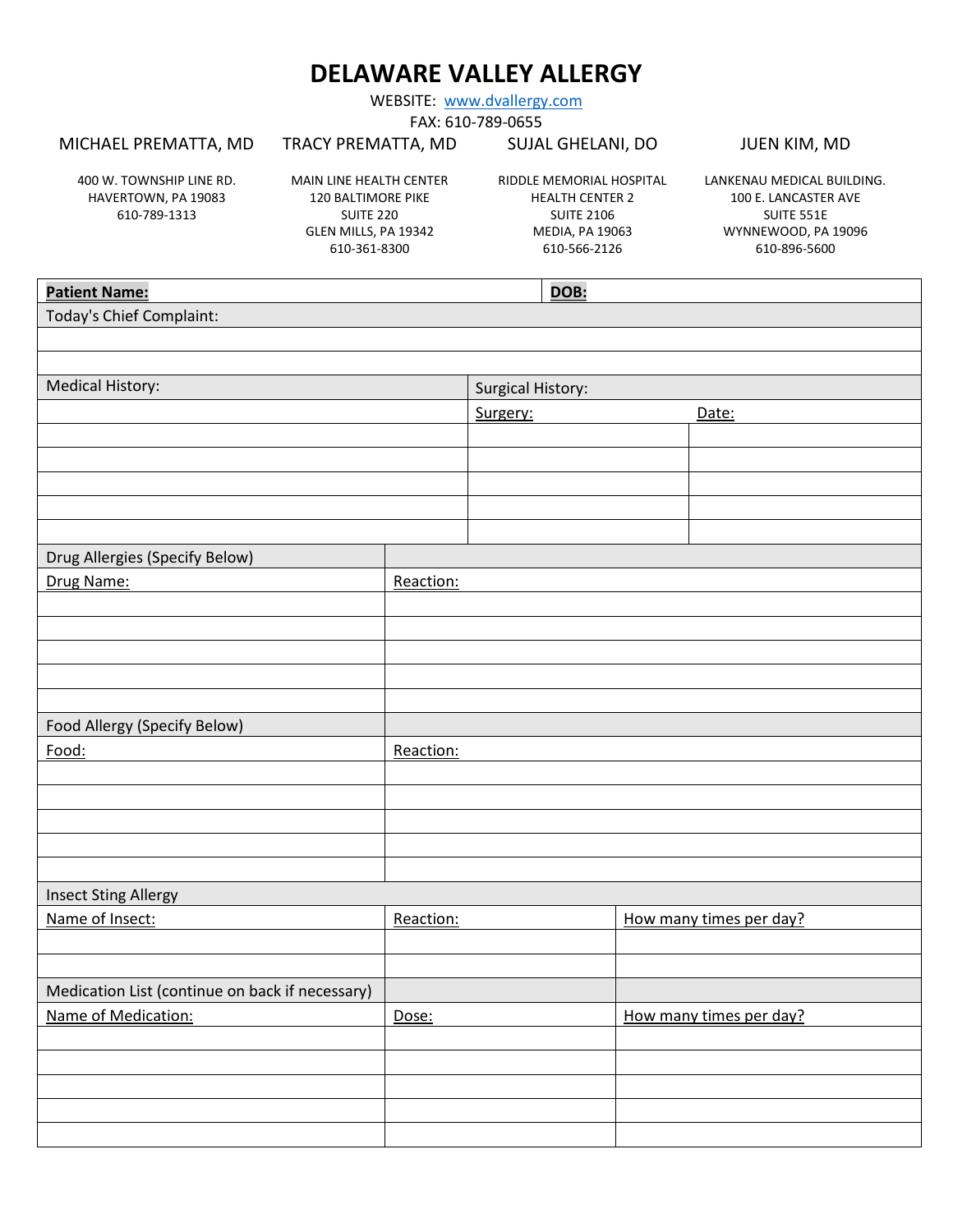# DELAWARE VALLEY ALLERGY

WEBSITE: www.dvallergy.com

FAX: 610-789-0655

| MICHAEL PREMATTA, MD | TRACY PREMATTA, MD | SUJAL GHELANI, DO | JUEN KIM, MD |
|---|---|---|---|
| 400 W. TOWNSHIP LINE RD.<br>HAVERTOWN, PA 19083<br>610-789-1313 | MAIN LINE HEALTH CENTER<br>120 BALTIMORE PIKE<br>SUITE 220<br>GLEN MILLS, PA 19342<br>610-361-8300 | RIDDLE MEMORIAL HOSPITAL<br>HEALTH CENTER 2<br>SUITE 2106<br>MEDIA, PA 19063<br>610-566-2126 | LANKENAU MEDICAL BUILDING.<br>100 E. LANCASTER AVE<br>SUITE 551E<br>WYNNEWOOD, PA 19096<br>610-896-5600 |

| **Patient Name:** | **DOB:** |
|---|---|
| Today's Chief Complaint: | |
| | |
| | |

| Medical History: | Surgical History: | |
|---|---|---|
| | Surgery: | Date: |
| | | |
| | | |
| | | |
| | | |
| | | |

| Drug Allergies (Specify Below) | |
|---|---|
| Drug Name: | Reaction: |
| | |
| | |
| | |
| | |
| | |

| Food Allergy (Specify Below) | |
|---|---|
| Food: | Reaction: |
| | |
| | |
| | |
| | |
| | |

| Insect Sting Allergy | | |
|---|---|---|
| Name of Insect: | Reaction: | How many times per day? |
| | | |
| | | |

| Medication List (continue on back if necessary) | | |
|---|---|---|
| Name of Medication: | Dose: | How many times per day? |
| | | |
| | | |
| | | |
| | | |
| | | |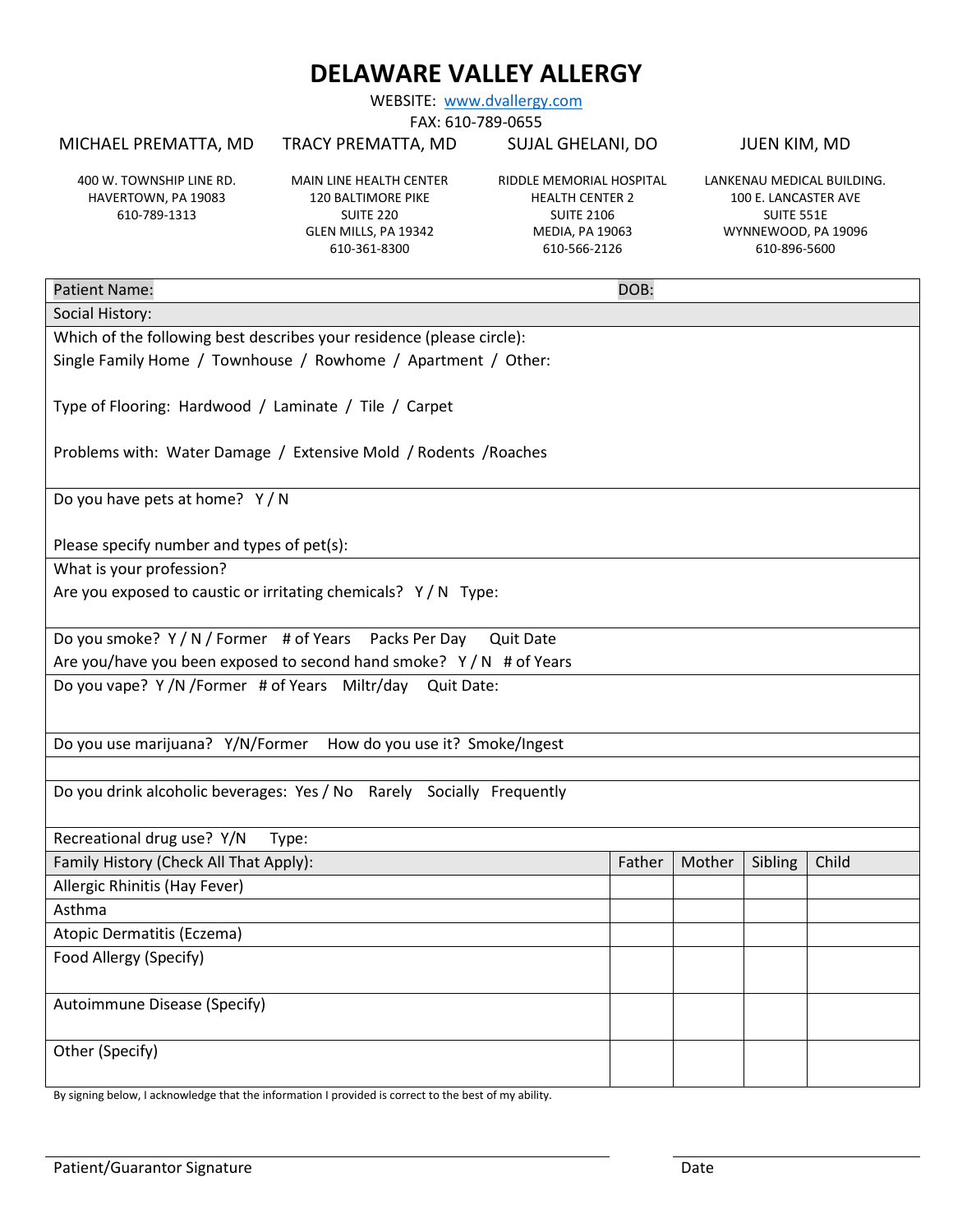# DELAWARE VALLEY ALLERGY

WEBSITE: www.dvallergy.com

FAX: 610-789-0655

| MICHAEL PREMATTA, MD | TRACY PREMATTA, MD | SUJAL GHELANI, DO | JUEN KIM, MD |
|---|---|---|---|
| 400 W. TOWNSHIP LINE RD.<br>HAVERTOWN, PA 19083<br>610-789-1313 | MAIN LINE HEALTH CENTER<br>120 BALTIMORE PIKE<br>SUITE 220<br>GLEN MILLS, PA 19342<br>610-361-8300 | RIDDLE MEMORIAL HOSPITAL<br>HEALTH CENTER 2<br>SUITE 2106<br>MEDIA, PA 19063<br>610-566-2126 | LANKENAU MEDICAL BUILDING.<br>100 E. LANCASTER AVE<br>SUITE 551E<br>WYNNEWOOD, PA 19096<br>610-896-5600 |

Patient Name: DOB:

**Social History:**

Which of the following best describes your residence (please circle):
Single Family Home / Townhouse / Rowhome / Apartment / Other:

Type of Flooring: Hardwood / Laminate / Tile / Carpet

Problems with: Water Damage / Extensive Mold / Rodents /Roaches

Do you have pets at home? Y / N

Please specify number and types of pet(s):

What is your profession?
Are you exposed to caustic or irritating chemicals? Y / N Type:

Do you smoke? Y / N / Former # of Years Packs Per Day Quit Date
Are you/have you been exposed to second hand smoke? Y / N # of Years

Do you vape? Y /N /Former # of Years Miltr/day Quit Date:

Do you use marijuana? Y/N/Former How do you use it? Smoke/Ingest

Do you drink alcoholic beverages: Yes / No Rarely Socially Frequently

Recreational drug use? Y/N Type:

| Family History (Check All That Apply): | Father | Mother | Sibling | Child |
|---|---|---|---|---|
| Allergic Rhinitis (Hay Fever) | | | | |
| Asthma | | | | |
| Atopic Dermatitis (Eczema) | | | | |
| Food Allergy (Specify) | | | | |
| Autoimmune Disease (Specify) | | | | |
| Other (Specify) | | | | |

By signing below, I acknowledge that the information I provided is correct to the best of my ability.

Patient/Guarantor Signature ______________________ Date ______________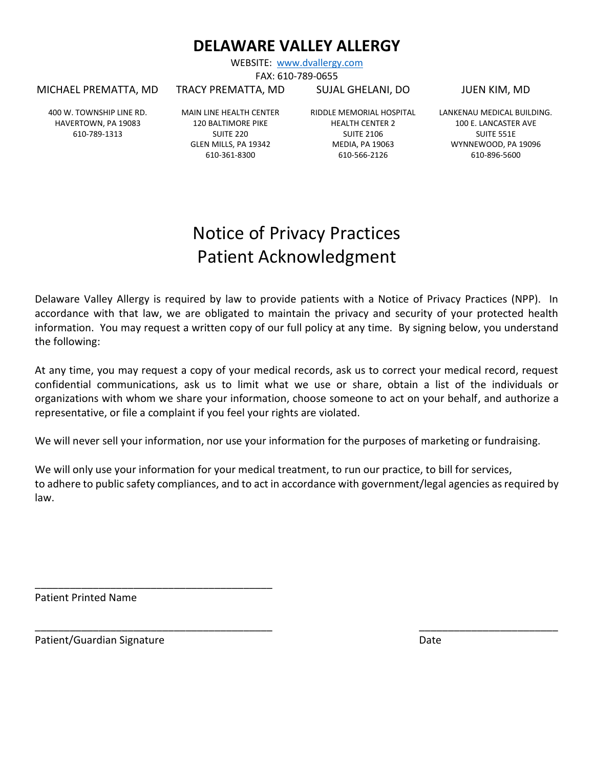# DELAWARE VALLEY ALLERGY

WEBSITE: [www.dvallergy.com](http://www.dvallergy.com)

FAX: 610-789-0655

| MICHAEL PREMATTA, MD | TRACY PREMATTA, MD | SUJAL GHELANI, DO | JUEN KIM, MD |
|---|---|---|---|
| 400 W. TOWNSHIP LINE RD.<br>HAVERTOWN, PA 19083<br>610-789-1313 | MAIN LINE HEALTH CENTER<br>120 BALTIMORE PIKE<br>SUITE 220<br>GLEN MILLS, PA 19342<br>610-361-8300 | RIDDLE MEMORIAL HOSPITAL<br>HEALTH CENTER 2<br>SUITE 2106<br>MEDIA, PA 19063<br>610-566-2126 | LANKENAU MEDICAL BUILDING.<br>100 E. LANCASTER AVE<br>SUITE 551E<br>WYNNEWOOD, PA 19096<br>610-896-5600 |

## Notice of Privacy Practices
## Patient Acknowledgment

Delaware Valley Allergy is required by law to provide patients with a Notice of Privacy Practices (NPP). In accordance with that law, we are obligated to maintain the privacy and security of your protected health information. You may request a written copy of our full policy at any time. By signing below, you understand the following:

At any time, you may request a copy of your medical records, ask us to correct your medical record, request confidential communications, ask us to limit what we use or share, obtain a list of the individuals or organizations with whom we share your information, choose someone to act on your behalf, and authorize a representative, or file a complaint if you feel your rights are violated.

We will never sell your information, nor use your information for the purposes of marketing or fundraising.

We will only use your information for your medical treatment, to run our practice, to bill for services, to adhere to public safety compliances, and to act in accordance with government/legal agencies as required by law.

\_\_\_\_\_\_\_\_\_\_\_\_\_\_\_\_\_\_\_\_\_\_\_\_\_\_\_\_\_\_\_\_\_\_\_\_\_\_\_\_\_\_

Patient Printed Name

\_\_\_\_\_\_\_\_\_\_\_\_\_\_\_\_\_\_\_\_\_\_\_\_\_\_\_\_\_\_\_\_\_\_\_\_\_\_\_\_\_\_ \_\_\_\_\_\_\_\_\_\_\_\_\_\_\_\_\_\_\_\_\_\_\_\_\_

Patient/Guardian Signature Date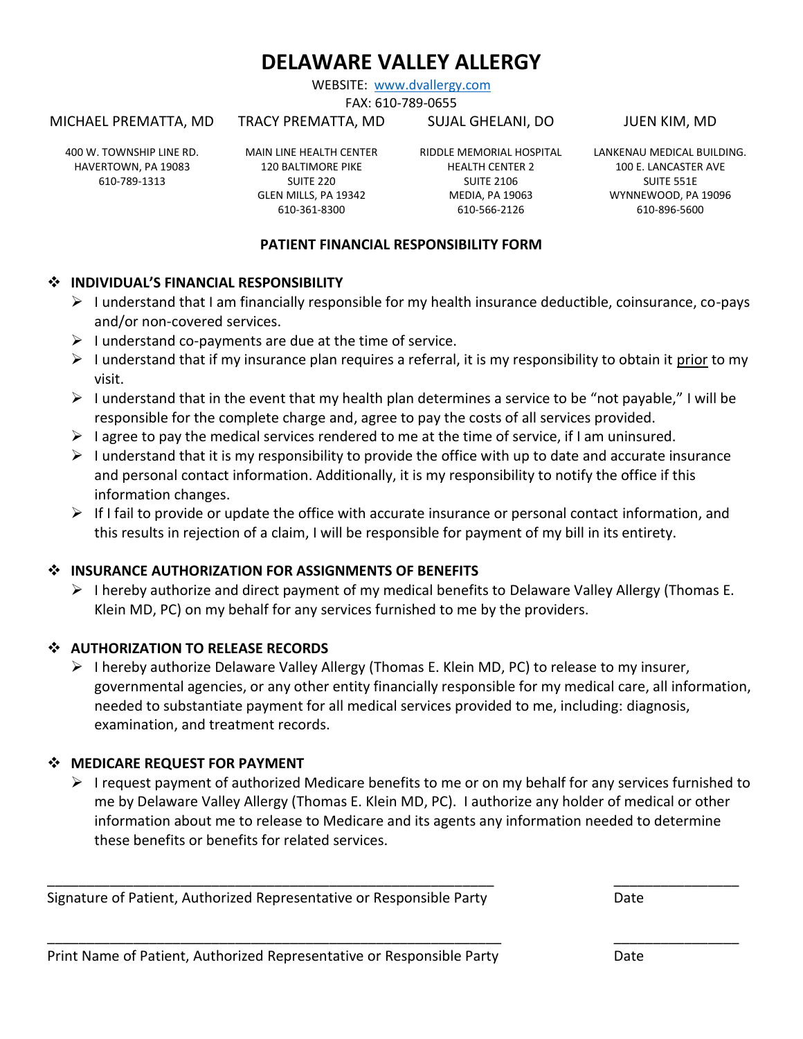# DELAWARE VALLEY ALLERGY

WEBSITE: [www.dvallergy.com](http://www.dvallergy.com)
FAX: 610-789-0655

| MICHAEL PREMATTA, MD | TRACY PREMATTA, MD | SUJAL GHELANI, DO | JUEN KIM, MD |
|---|---|---|---|
| 400 W. TOWNSHIP LINE RD.<br>HAVERTOWN, PA 19083<br>610-789-1313 | MAIN LINE HEALTH CENTER<br>120 BALTIMORE PIKE<br>SUITE 220<br>GLEN MILLS, PA 19342<br>610-361-8300 | RIDDLE MEMORIAL HOSPITAL<br>HEALTH CENTER 2<br>SUITE 2106<br>MEDIA, PA 19063<br>610-566-2126 | LANKENAU MEDICAL BUILDING.<br>100 E. LANCASTER AVE<br>SUITE 551E<br>WYNNEWOOD, PA 19096<br>610-896-5600 |

## PATIENT FINANCIAL RESPONSIBILITY FORM

### INDIVIDUAL'S FINANCIAL RESPONSIBILITY

- I understand that I am financially responsible for my health insurance deductible, coinsurance, co-pays and/or non-covered services.
- I understand co-payments are due at the time of service.
- I understand that if my insurance plan requires a referral, it is my responsibility to obtain it <u>prior</u> to my visit.
- I understand that in the event that my health plan determines a service to be "not payable," I will be responsible for the complete charge and, agree to pay the costs of all services provided.
- I agree to pay the medical services rendered to me at the time of service, if I am uninsured.
- I understand that it is my responsibility to provide the office with up to date and accurate insurance and personal contact information. Additionally, it is my responsibility to notify the office if this information changes.
- If I fail to provide or update the office with accurate insurance or personal contact information, and this results in rejection of a claim, I will be responsible for payment of my bill in its entirety.

### INSURANCE AUTHORIZATION FOR ASSIGNMENTS OF BENEFITS

- I hereby authorize and direct payment of my medical benefits to Delaware Valley Allergy (Thomas E. Klein MD, PC) on my behalf for any services furnished to me by the providers.

### AUTHORIZATION TO RELEASE RECORDS

- I hereby authorize Delaware Valley Allergy (Thomas E. Klein MD, PC) to release to my insurer, governmental agencies, or any other entity financially responsible for my medical care, all information, needed to substantiate payment for all medical services provided to me, including: diagnosis, examination, and treatment records.

### MEDICARE REQUEST FOR PAYMENT

- I request payment of authorized Medicare benefits to me or on my behalf for any services furnished to me by Delaware Valley Allergy (Thomas E. Klein MD, PC). I authorize any holder of medical or other information about me to release to Medicare and its agents any information needed to determine these benefits or benefits for related services.

_____________________________________________________________ ________________
Signature of Patient, Authorized Representative or Responsible Party Date

_____________________________________________________________ ________________
Print Name of Patient, Authorized Representative or Responsible Party Date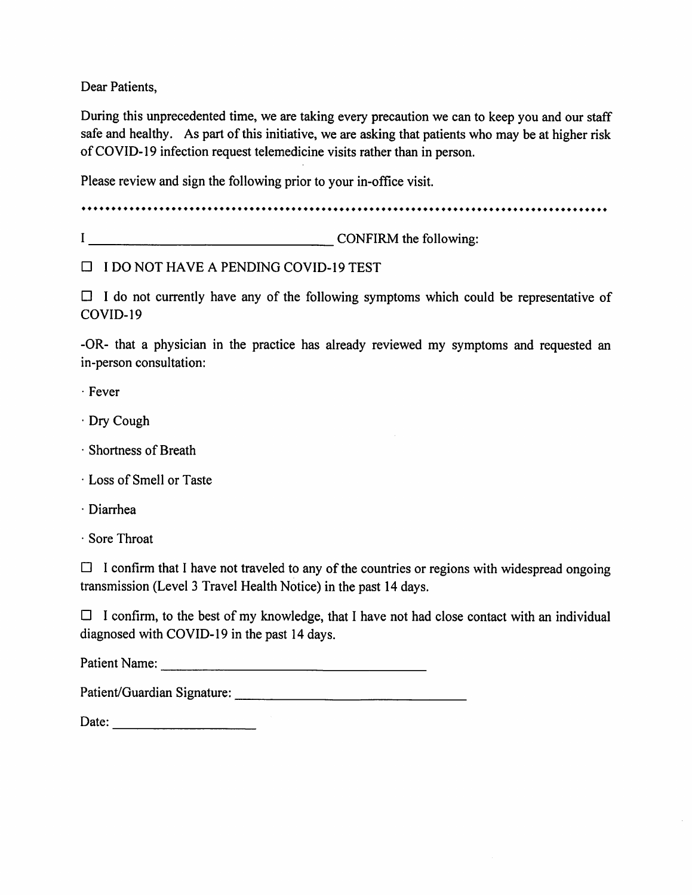Dear Patients,

During this unprecedented time, we are taking every precaution we can to keep you and our staff safe and healthy. As part of this initiative, we are asking that patients who may be at higher risk of COVID-19 infection request telemedicine visits rather than in person.

Please review and sign the following prior to your in-office visit.

♦♦♦♦♦♦♦♦♦♦♦♦♦♦♦♦♦♦♦♦♦♦♦♦♦♦♦♦♦♦♦♦♦♦♦♦♦♦♦♦♦♦♦♦♦♦♦♦♦♦♦♦♦♦♦♦♦♦♦♦♦♦♦♦♦♦♦♦♦♦♦♦♦♦♦♦♦♦♦♦

I ____________________________________ CONFIRM the following:

☐ I DO NOT HAVE A PENDING COVID-19 TEST

☐ I do not currently have any of the following symptoms which could be representative of COVID-19

-OR- that a physician in the practice has already reviewed my symptoms and requested an in-person consultation:

· Fever

· Dry Cough

· Shortness of Breath

· Loss of Smell or Taste

· Diarrhea

· Sore Throat

☐ I confirm that I have not traveled to any of the countries or regions with widespread ongoing transmission (Level 3 Travel Health Notice) in the past 14 days.

☐ I confirm, to the best of my knowledge, that I have not had close contact with an individual diagnosed with COVID-19 in the past 14 days.

Patient Name: ________________________________________

Patient/Guardian Signature: ___________________________________

Date: ______________________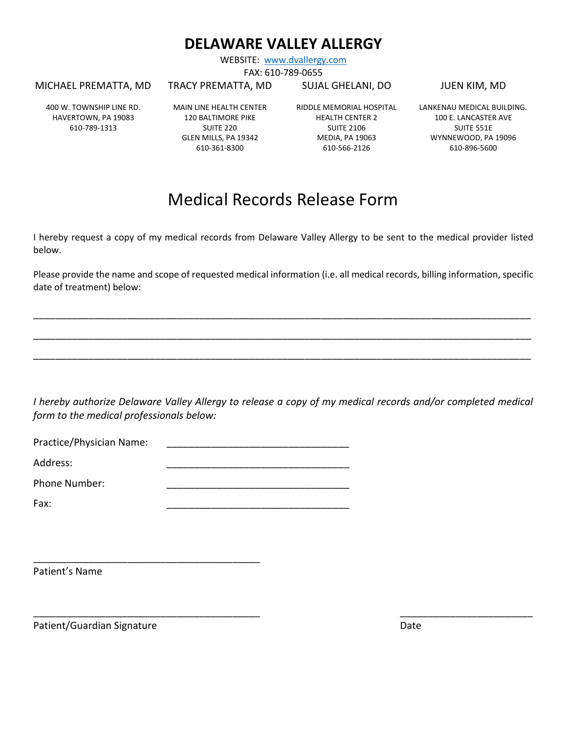# DELAWARE VALLEY ALLERGY

WEBSITE: [www.dvallergy.com](http://www.dvallergy.com)

FAX: 610-789-0655

| MICHAEL PREMATTA, MD | TRACY PREMATTA, MD | SUJAL GHELANI, DO | JUEN KIM, MD |
|---|---|---|---|
| 400 W. TOWNSHIP LINE RD.<br>HAVERTOWN, PA 19083<br>610-789-1313 | MAIN LINE HEALTH CENTER<br>120 BALTIMORE PIKE<br>SUITE 220<br>GLEN MILLS, PA 19342<br>610-361-8300 | RIDDLE MEMORIAL HOSPITAL<br>HEALTH CENTER 2<br>SUITE 2106<br>MEDIA, PA 19063<br>610-566-2126 | LANKENAU MEDICAL BUILDING.<br>100 E. LANCASTER AVE<br>SUITE 551E<br>WYNNEWOOD, PA 19096<br>610-896-5600 |

## Medical Records Release Form

I hereby request a copy of my medical records from Delaware Valley Allergy to be sent to the medical provider listed below.

Please provide the name and scope of requested medical information (i.e. all medical records, billing information, specific date of treatment) below:

______________________________________________________________________________________________

______________________________________________________________________________________________

______________________________________________________________________________________________

*I hereby authorize Delaware Valley Allergy to release a copy of my medical records and/or completed medical form to the medical professionals below:*

Practice/Physician Name: ________________________________

Address: ________________________________

Phone Number: ________________________________

Fax: ________________________________

__________________________________________

Patient's Name

__________________________________________ ________________________

Patient/Guardian Signature Date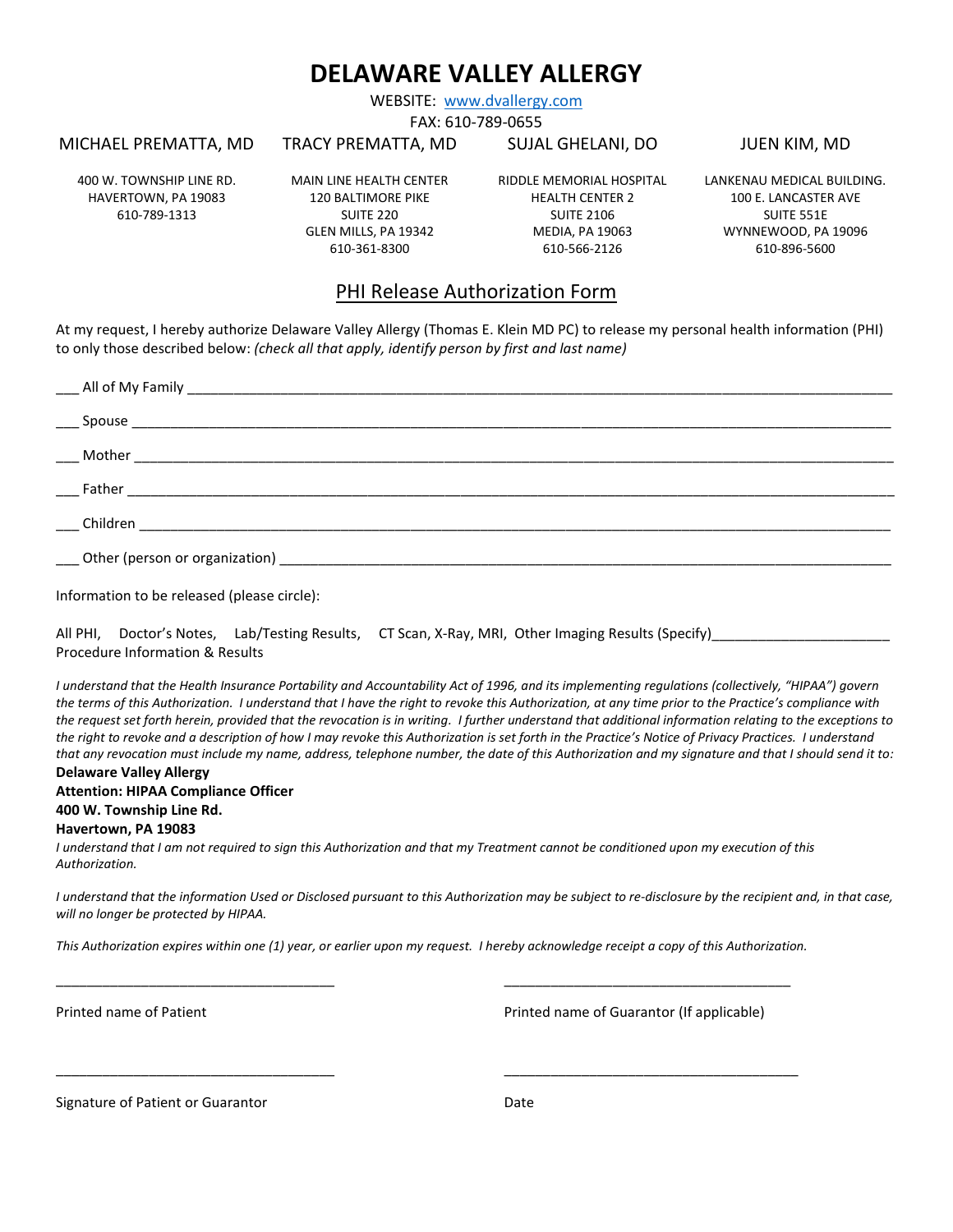# DELAWARE VALLEY ALLERGY

WEBSITE: [www.dvallergy.com](http://www.dvallergy.com)

FAX: 610-789-0655

| MICHAEL PREMATTA, MD | TRACY PREMATTA, MD | SUJAL GHELANI, DO | JUEN KIM, MD |
|---|---|---|---|
| 400 W. TOWNSHIP LINE RD.<br>HAVERTOWN, PA 19083<br>610-789-1313 | MAIN LINE HEALTH CENTER<br>120 BALTIMORE PIKE<br>SUITE 220<br>GLEN MILLS, PA 19342<br>610-361-8300 | RIDDLE MEMORIAL HOSPITAL<br>HEALTH CENTER 2<br>SUITE 2106<br>MEDIA, PA 19063<br>610-566-2126 | LANKENAU MEDICAL BUILDING.<br>100 E. LANCASTER AVE<br>SUITE 551E<br>WYNNEWOOD, PA 19096<br>610-896-5600 |

## PHI Release Authorization Form

At my request, I hereby authorize Delaware Valley Allergy (Thomas E. Klein MD PC) to release my personal health information (PHI) to only those described below: *(check all that apply, identify person by first and last name)*

___ All of My Family ______________________________________________________________________________

___ Spouse _______________________________________________________________________________________

___ Mother _______________________________________________________________________________________

___ Father ________________________________________________________________________________________

___ Children ______________________________________________________________________________________

___ Other (person or organization) _____________________________________________________________

Information to be released (please circle):

All PHI,  Doctor's Notes,  Lab/Testing Results,  CT Scan, X-Ray, MRI, Other Imaging Results (Specify)______________________ Procedure Information & Results

*I understand that the Health Insurance Portability and Accountability Act of 1996, and its implementing regulations (collectively, "HIPAA") govern the terms of this Authorization. I understand that I have the right to revoke this Authorization, at any time prior to the Practice's compliance with the request set forth herein, provided that the revocation is in writing. I further understand that additional information relating to the exceptions to the right to revoke and a description of how I may revoke this Authorization is set forth in the Practice's Notice of Privacy Practices. I understand that any revocation must include my name, address, telephone number, the date of this Authorization and my signature and that I should send it to:*

**Delaware Valley Allergy**
**Attention: HIPAA Compliance Officer**
**400 W. Township Line Rd.**
**Havertown, PA 19083**

*I understand that I am not required to sign this Authorization and that my Treatment cannot be conditioned upon my execution of this Authorization.*

*I understand that the information Used or Disclosed pursuant to this Authorization may be subject to re-disclosure by the recipient and, in that case, will no longer be protected by HIPAA.*

*This Authorization expires within one (1) year, or earlier upon my request. I hereby acknowledge receipt a copy of this Authorization.*

___________________________________  ___________________________________

Printed name of Patient  Printed name of Guarantor (If applicable)

___________________________________  ___________________________________

Signature of Patient or Guarantor  Date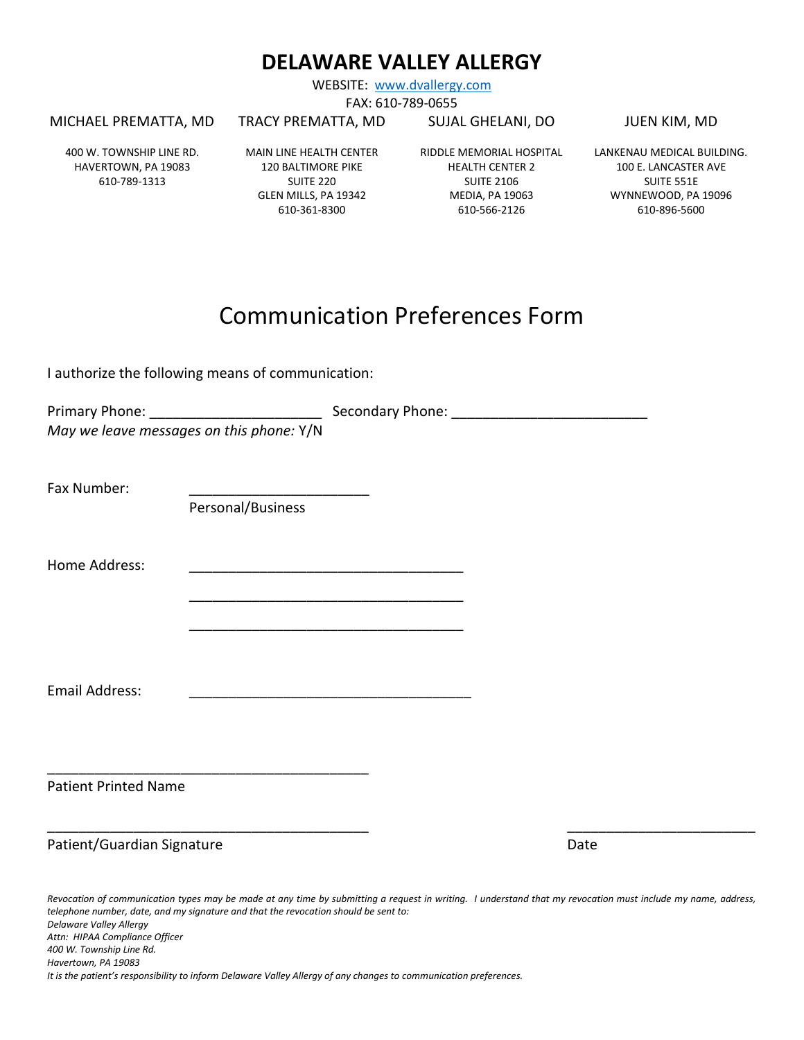# DELAWARE VALLEY ALLERGY

WEBSITE: www.dvallergy.com

FAX: 610-789-0655

| MICHAEL PREMATTA, MD | TRACY PREMATTA, MD | SUJAL GHELANI, DO | JUEN KIM, MD |
|---|---|---|---|
| 400 W. TOWNSHIP LINE RD.<br>HAVERTOWN, PA 19083<br>610-789-1313 | MAIN LINE HEALTH CENTER<br>120 BALTIMORE PIKE<br>SUITE 220<br>GLEN MILLS, PA 19342<br>610-361-8300 | RIDDLE MEMORIAL HOSPITAL<br>HEALTH CENTER 2<br>SUITE 2106<br>MEDIA, PA 19063<br>610-566-2126 | LANKENAU MEDICAL BUILDING.<br>100 E. LANCASTER AVE<br>SUITE 551E<br>WYNNEWOOD, PA 19096<br>610-896-5600 |

## Communication Preferences Form

I authorize the following means of communication:

Primary Phone: ______________________ Secondary Phone: _________________________

*May we leave messages on this phone:* Y/N

Fax Number: _______________________

Personal/Business

Home Address: ___________________________________

___________________________________

___________________________________

Email Address: ____________________________________

_________________________________________

Patient Printed Name

_________________________________________ ________________________

Patient/Guardian Signature Date

*Revocation of communication types may be made at any time by submitting a request in writing. I understand that my revocation must include my name, address, telephone number, date, and my signature and that the revocation should be sent to:*
*Delaware Valley Allergy*
*Attn: HIPAA Compliance Officer*
*400 W. Township Line Rd.*
*Havertown, PA 19083*
*It is the patient's responsibility to inform Delaware Valley Allergy of any changes to communication preferences.*